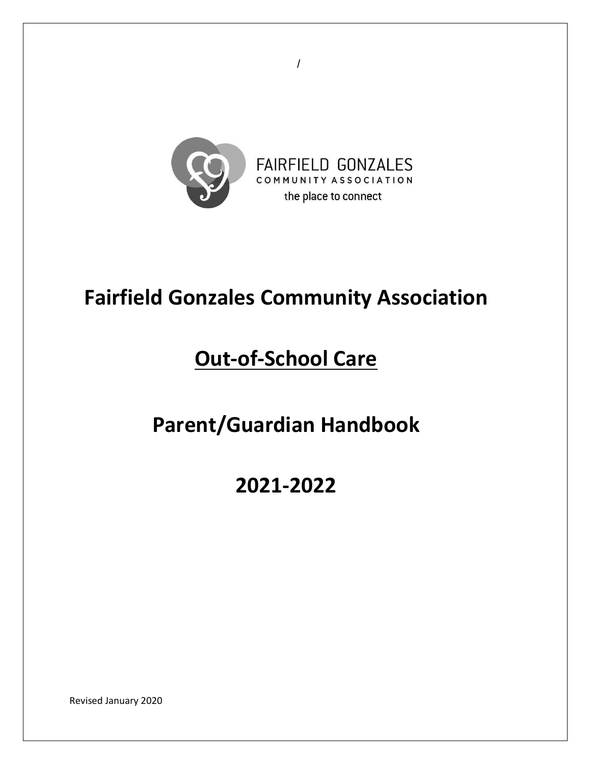/

FAIRFIELD GONZALES
COMMUNITY ASSOCIATION
the place to connect

# Fairfield Gonzales Community Association

# Out-of-School Care

# Parent/Guardian Handbook

# 2021-2022

Revised January 2020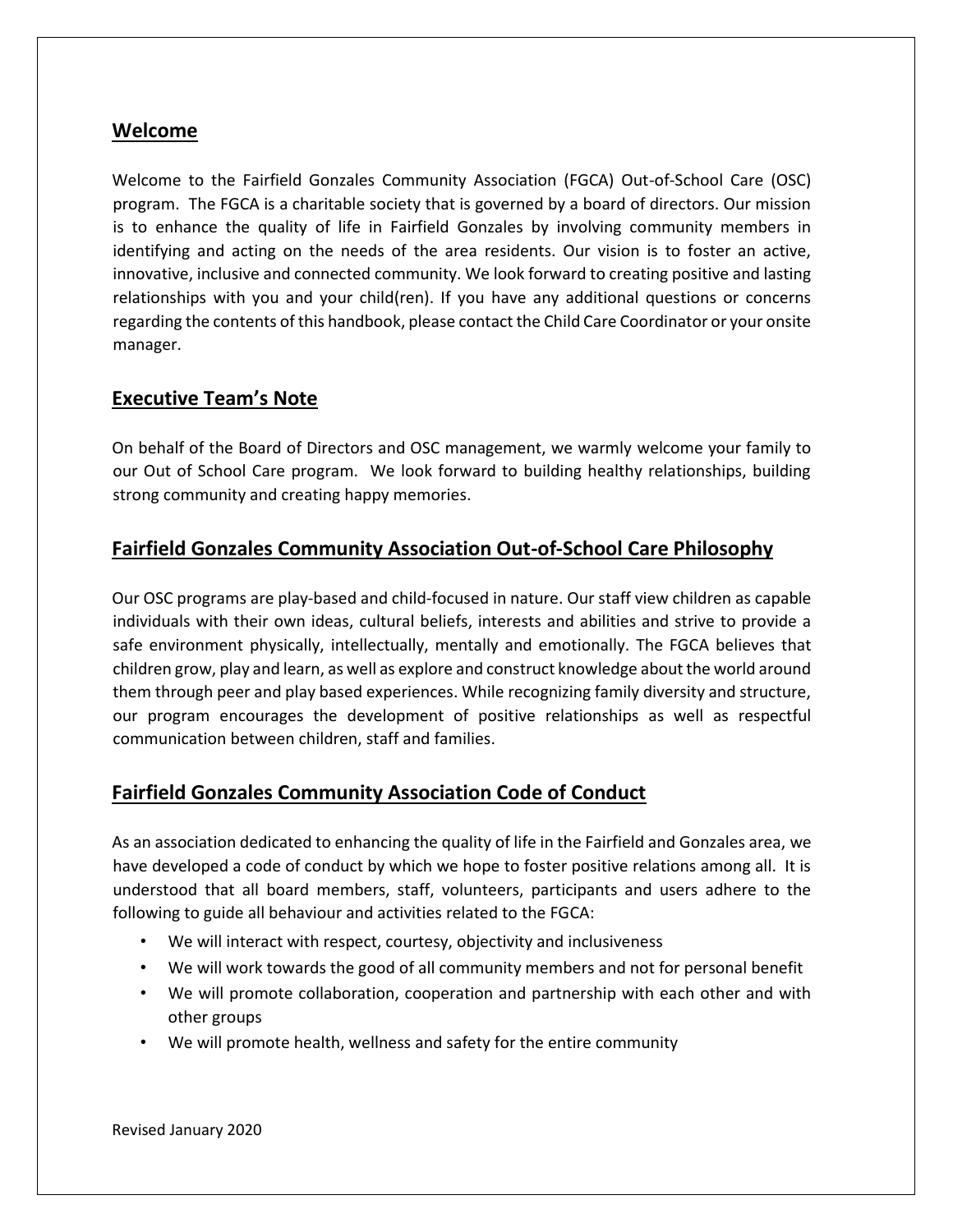## Welcome

Welcome to the Fairfield Gonzales Community Association (FGCA) Out-of-School Care (OSC) program. The FGCA is a charitable society that is governed by a board of directors. Our mission is to enhance the quality of life in Fairfield Gonzales by involving community members in identifying and acting on the needs of the area residents. Our vision is to foster an active, innovative, inclusive and connected community. We look forward to creating positive and lasting relationships with you and your child(ren). If you have any additional questions or concerns regarding the contents of this handbook, please contact the Child Care Coordinator or your onsite manager.

## Executive Team's Note

On behalf of the Board of Directors and OSC management, we warmly welcome your family to our Out of School Care program. We look forward to building healthy relationships, building strong community and creating happy memories.

## Fairfield Gonzales Community Association Out-of-School Care Philosophy

Our OSC programs are play-based and child-focused in nature. Our staff view children as capable individuals with their own ideas, cultural beliefs, interests and abilities and strive to provide a safe environment physically, intellectually, mentally and emotionally. The FGCA believes that children grow, play and learn, as well as explore and construct knowledge about the world around them through peer and play based experiences. While recognizing family diversity and structure, our program encourages the development of positive relationships as well as respectful communication between children, staff and families.

## Fairfield Gonzales Community Association Code of Conduct

As an association dedicated to enhancing the quality of life in the Fairfield and Gonzales area, we have developed a code of conduct by which we hope to foster positive relations among all. It is understood that all board members, staff, volunteers, participants and users adhere to the following to guide all behaviour and activities related to the FGCA:

- We will interact with respect, courtesy, objectivity and inclusiveness
- We will work towards the good of all community members and not for personal benefit
- We will promote collaboration, cooperation and partnership with each other and with other groups
- We will promote health, wellness and safety for the entire community

Revised January 2020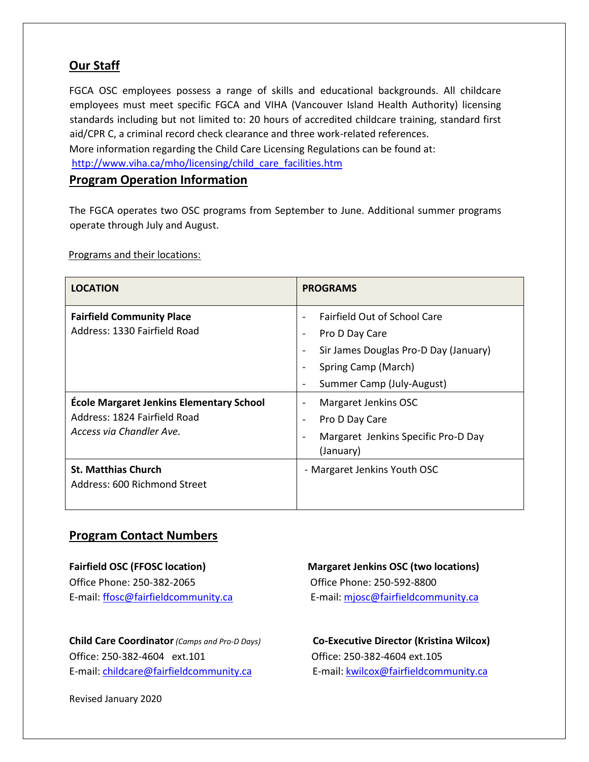## Our Staff

FGCA OSC employees possess a range of skills and educational backgrounds. All childcare employees must meet specific FGCA and VIHA (Vancouver Island Health Authority) licensing standards including but not limited to: 20 hours of accredited childcare training, standard first aid/CPR C, a criminal record check clearance and three work-related references.

More information regarding the Child Care Licensing Regulations can be found at:
http://www.viha.ca/mho/licensing/child_care_facilities.htm

## Program Operation Information

The FGCA operates two OSC programs from September to June. Additional summer programs operate through July and August.

Programs and their locations:

| LOCATION | PROGRAMS |
|---|---|
| **Fairfield Community Place**<br>Address: 1330 Fairfield Road | - Fairfield Out of School Care<br>- Pro D Day Care<br>- Sir James Douglas Pro-D Day (January)<br>- Spring Camp (March)<br>- Summer Camp (July-August) |
| **École Margaret Jenkins Elementary School**<br>Address: 1824 Fairfield Road<br>*Access via Chandler Ave.* | - Margaret Jenkins OSC<br>- Pro D Day Care<br>- Margaret Jenkins Specific Pro-D Day (January) |
| **St. Matthias Church**<br>Address: 600 Richmond Street | - Margaret Jenkins Youth OSC |

## Program Contact Numbers

**Fairfield OSC (FFOSC location)**
Office Phone: 250-382-2065
E-mail: ffosc@fairfieldcommunity.ca

**Margaret Jenkins OSC (two locations)**
Office Phone: 250-592-8800
E-mail: mjosc@fairfieldcommunity.ca

**Child Care Coordinator** *(Camps and Pro-D Days)*
Office: 250-382-4604 ext.101
E-mail: childcare@fairfieldcommunity.ca

**Co-Executive Director (Kristina Wilcox)**
Office: 250-382-4604 ext.105
E-mail: kwilcox@fairfieldcommunity.ca

Revised January 2020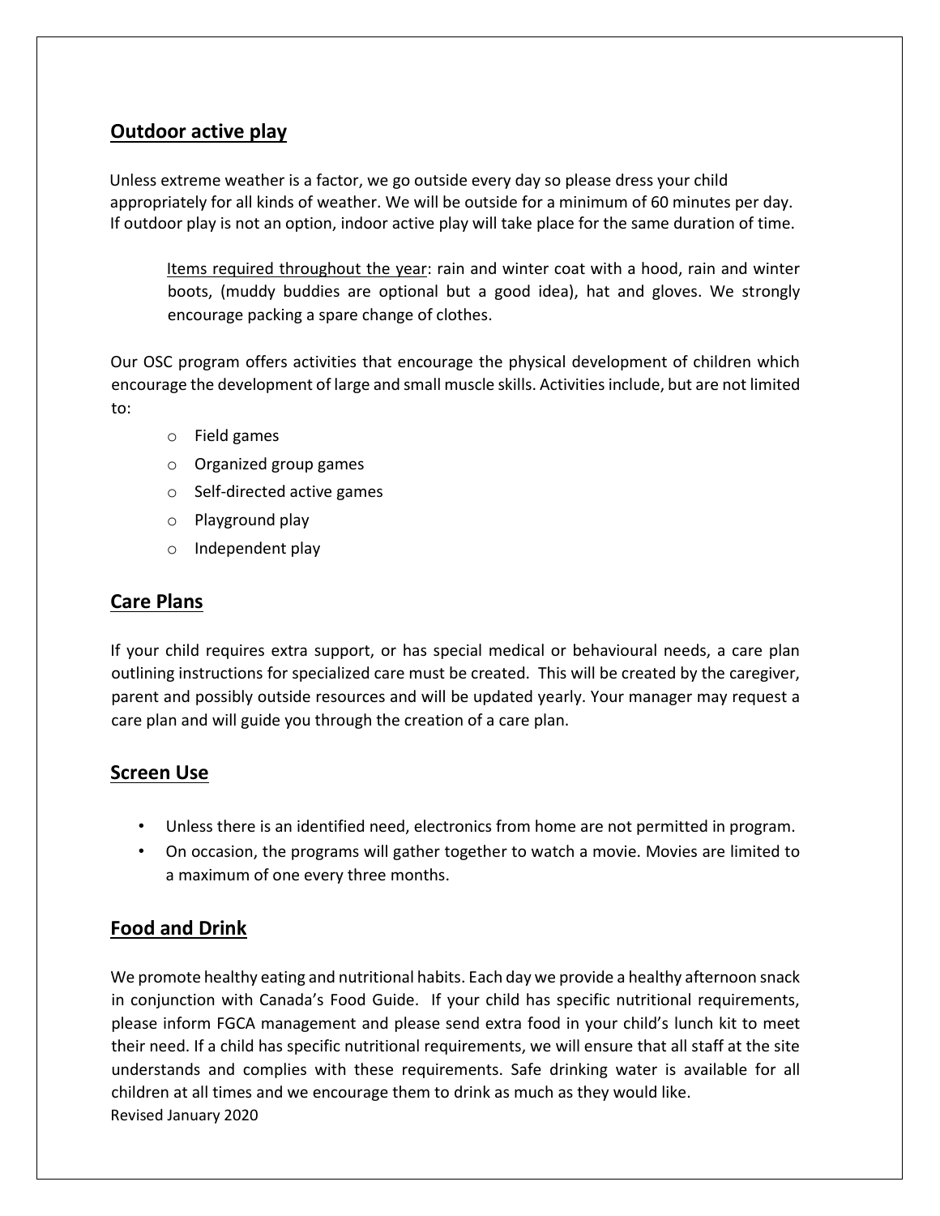## Outdoor active play

Unless extreme weather is a factor, we go outside every day so please dress your child appropriately for all kinds of weather. We will be outside for a minimum of 60 minutes per day. If outdoor play is not an option, indoor active play will take place for the same duration of time.

> Items required throughout the year: rain and winter coat with a hood, rain and winter boots, (muddy buddies are optional but a good idea), hat and gloves. We strongly encourage packing a spare change of clothes.

Our OSC program offers activities that encourage the physical development of children which encourage the development of large and small muscle skills. Activities include, but are not limited to:

- Field games
- Organized group games
- Self-directed active games
- Playground play
- Independent play

## Care Plans

If your child requires extra support, or has special medical or behavioural needs, a care plan outlining instructions for specialized care must be created. This will be created by the caregiver, parent and possibly outside resources and will be updated yearly. Your manager may request a care plan and will guide you through the creation of a care plan.

## Screen Use

- Unless there is an identified need, electronics from home are not permitted in program.
- On occasion, the programs will gather together to watch a movie. Movies are limited to a maximum of one every three months.

## Food and Drink

We promote healthy eating and nutritional habits. Each day we provide a healthy afternoon snack in conjunction with Canada's Food Guide. If your child has specific nutritional requirements, please inform FGCA management and please send extra food in your child's lunch kit to meet their need. If a child has specific nutritional requirements, we will ensure that all staff at the site understands and complies with these requirements. Safe drinking water is available for all children at all times and we encourage them to drink as much as they would like.

Revised January 2020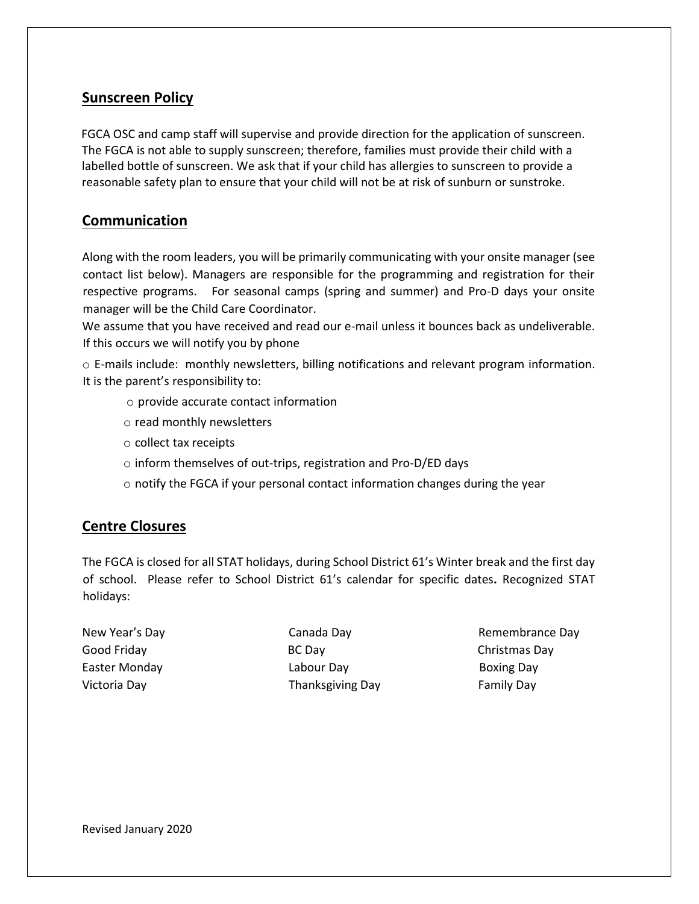## Sunscreen Policy

FGCA OSC and camp staff will supervise and provide direction for the application of sunscreen. The FGCA is not able to supply sunscreen; therefore, families must provide their child with a labelled bottle of sunscreen. We ask that if your child has allergies to sunscreen to provide a reasonable safety plan to ensure that your child will not be at risk of sunburn or sunstroke.

## Communication

Along with the room leaders, you will be primarily communicating with your onsite manager (see contact list below). Managers are responsible for the programming and registration for their respective programs. For seasonal camps (spring and summer) and Pro-D days your onsite manager will be the Child Care Coordinator.

We assume that you have received and read our e-mail unless it bounces back as undeliverable. If this occurs we will notify you by phone

- E-mails include: monthly newsletters, billing notifications and relevant program information.

It is the parent's responsibility to:

- provide accurate contact information
- read monthly newsletters
- collect tax receipts
- inform themselves of out-trips, registration and Pro-D/ED days
- notify the FGCA if your personal contact information changes during the year

## Centre Closures

The FGCA is closed for all STAT holidays, during School District 61's Winter break and the first day of school. Please refer to School District 61's calendar for specific dates**.** Recognized STAT holidays:

| | | |
|---|---|---|
| New Year's Day | Canada Day | Remembrance Day |
| Good Friday | BC Day | Christmas Day |
| Easter Monday | Labour Day | Boxing Day |
| Victoria Day | Thanksgiving Day | Family Day |

Revised January 2020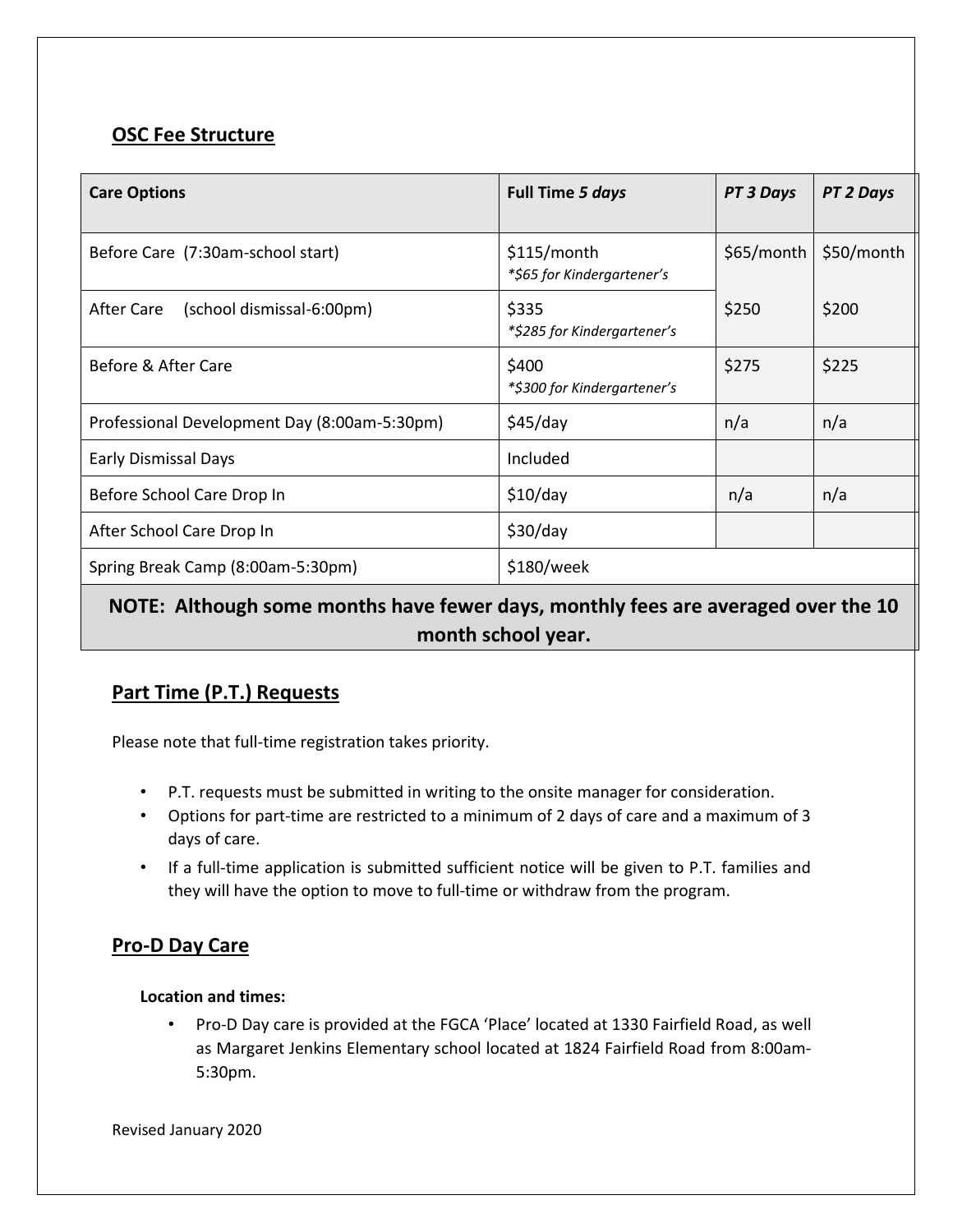## OSC Fee Structure

| Care Options | Full Time *5 days* | *PT 3 Days* | *PT 2 Days* |
|---|---|---|---|
| Before Care (7:30am-school start) | $115/month *\*$65 for Kindergartener's* | $65/month | $50/month |
| After Care (school dismissal-6:00pm) | $335 *\*$285 for Kindergartener's* | $250 | $200 |
| Before & After Care | $400 *\*$300 for Kindergartener's* | $275 | $225 |
| Professional Development Day (8:00am-5:30pm) | $45/day | n/a | n/a |
| Early Dismissal Days | Included | | |
| Before School Care Drop In | $10/day | n/a | n/a |
| After School Care Drop In | $30/day | | |
| Spring Break Camp (8:00am-5:30pm) | $180/week | | |

**NOTE: Although some months have fewer days, monthly fees are averaged over the 10 month school year.**

## Part Time (P.T.) Requests

Please note that full-time registration takes priority.

- P.T. requests must be submitted in writing to the onsite manager for consideration.
- Options for part-time are restricted to a minimum of 2 days of care and a maximum of 3 days of care.
- If a full-time application is submitted sufficient notice will be given to P.T. families and they will have the option to move to full-time or withdraw from the program.

## Pro-D Day Care

**Location and times:**

- Pro-D Day care is provided at the FGCA 'Place' located at 1330 Fairfield Road, as well as Margaret Jenkins Elementary school located at 1824 Fairfield Road from 8:00am-5:30pm.

Revised January 2020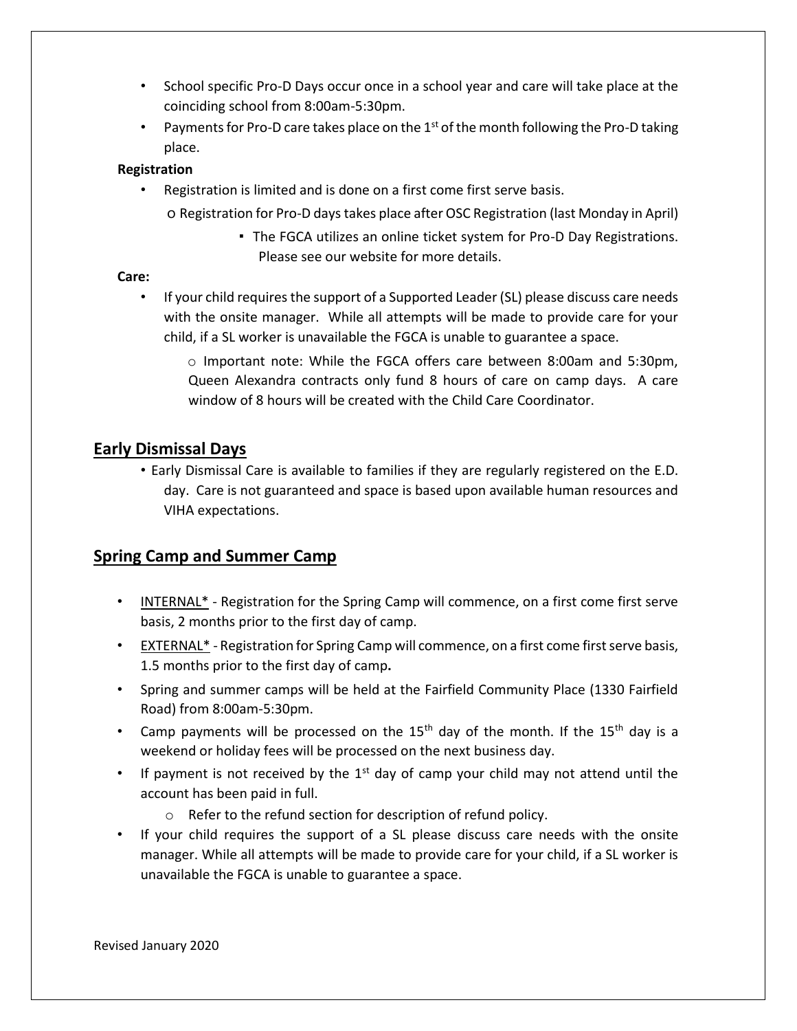- School specific Pro-D Days occur once in a school year and care will take place at the coinciding school from 8:00am-5:30pm.
- Payments for Pro-D care takes place on the 1st of the month following the Pro-D taking place.

**Registration**

- Registration is limited and is done on a first come first serve basis.
  - Registration for Pro-D days takes place after OSC Registration (last Monday in April)
    - The FGCA utilizes an online ticket system for Pro-D Day Registrations. Please see our website for more details.

**Care:**

- If your child requires the support of a Supported Leader (SL) please discuss care needs with the onsite manager. While all attempts will be made to provide care for your child, if a SL worker is unavailable the FGCA is unable to guarantee a space.
  - Important note: While the FGCA offers care between 8:00am and 5:30pm, Queen Alexandra contracts only fund 8 hours of care on camp days. A care window of 8 hours will be created with the Child Care Coordinator.

## Early Dismissal Days

- Early Dismissal Care is available to families if they are regularly registered on the E.D. day. Care is not guaranteed and space is based upon available human resources and VIHA expectations.

## Spring Camp and Summer Camp

- <u>INTERNAL*</u> - Registration for the Spring Camp will commence, on a first come first serve basis, 2 months prior to the first day of camp.
- <u>EXTERNAL*</u> - Registration for Spring Camp will commence, on a first come first serve basis, 1.5 months prior to the first day of camp**.**
- Spring and summer camps will be held at the Fairfield Community Place (1330 Fairfield Road) from 8:00am-5:30pm.
- Camp payments will be processed on the 15th day of the month. If the 15th day is a weekend or holiday fees will be processed on the next business day.
- If payment is not received by the 1st day of camp your child may not attend until the account has been paid in full.
  - Refer to the refund section for description of refund policy.
- If your child requires the support of a SL please discuss care needs with the onsite manager. While all attempts will be made to provide care for your child, if a SL worker is unavailable the FGCA is unable to guarantee a space.

Revised January 2020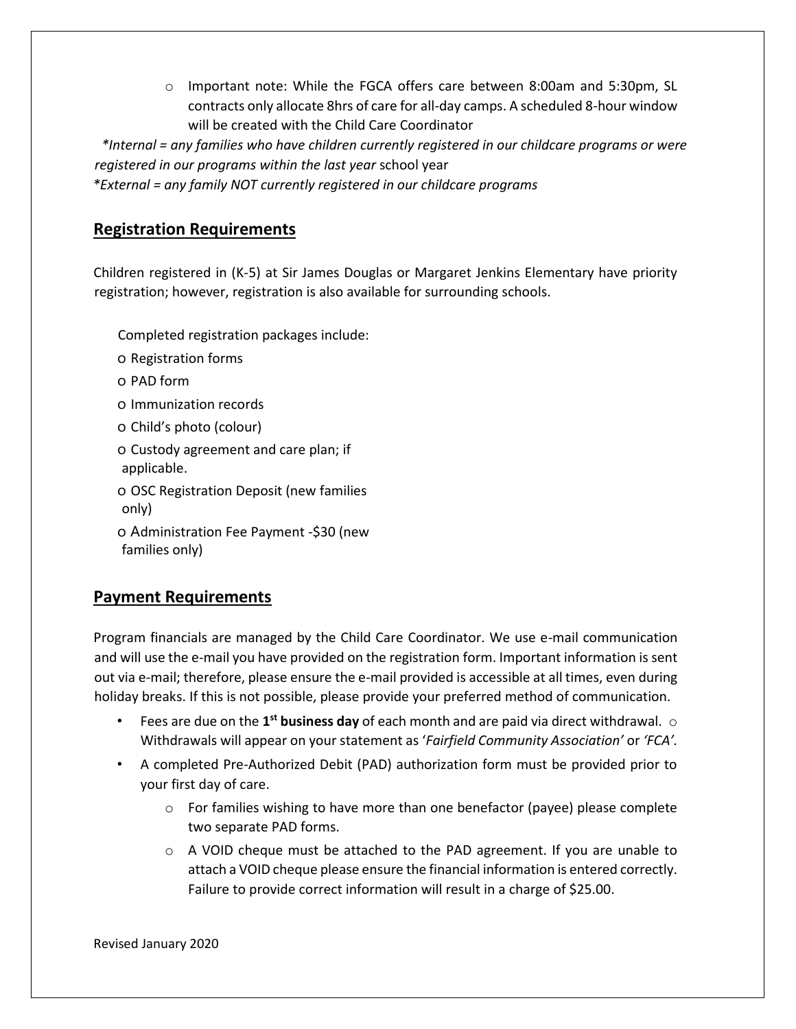- Important note: While the FGCA offers care between 8:00am and 5:30pm, SL contracts only allocate 8hrs of care for all-day camps. A scheduled 8-hour window will be created with the Child Care Coordinator

*\*Internal = any families who have children currently registered in our childcare programs or were registered in our programs within the last year* school year

*\*External = any family NOT currently registered in our childcare programs*

## Registration Requirements

Children registered in (K-5) at Sir James Douglas or Margaret Jenkins Elementary have priority registration; however, registration is also available for surrounding schools.

Completed registration packages include:

- Registration forms
- PAD form
- Immunization records
- Child's photo (colour)
- Custody agreement and care plan; if applicable.
- OSC Registration Deposit (new families only)
- Administration Fee Payment -$30 (new families only)

## Payment Requirements

Program financials are managed by the Child Care Coordinator. We use e-mail communication and will use the e-mail you have provided on the registration form. Important information is sent out via e-mail; therefore, please ensure the e-mail provided is accessible at all times, even during holiday breaks. If this is not possible, please provide your preferred method of communication.

- Fees are due on the **1st business day** of each month and are paid via direct withdrawal.
  - Withdrawals will appear on your statement as '*Fairfield Community Association'* or *'FCA'.*
- A completed Pre-Authorized Debit (PAD) authorization form must be provided prior to your first day of care.
  - For families wishing to have more than one benefactor (payee) please complete two separate PAD forms.
  - A VOID cheque must be attached to the PAD agreement. If you are unable to attach a VOID cheque please ensure the financial information is entered correctly. Failure to provide correct information will result in a charge of $25.00.

Revised January 2020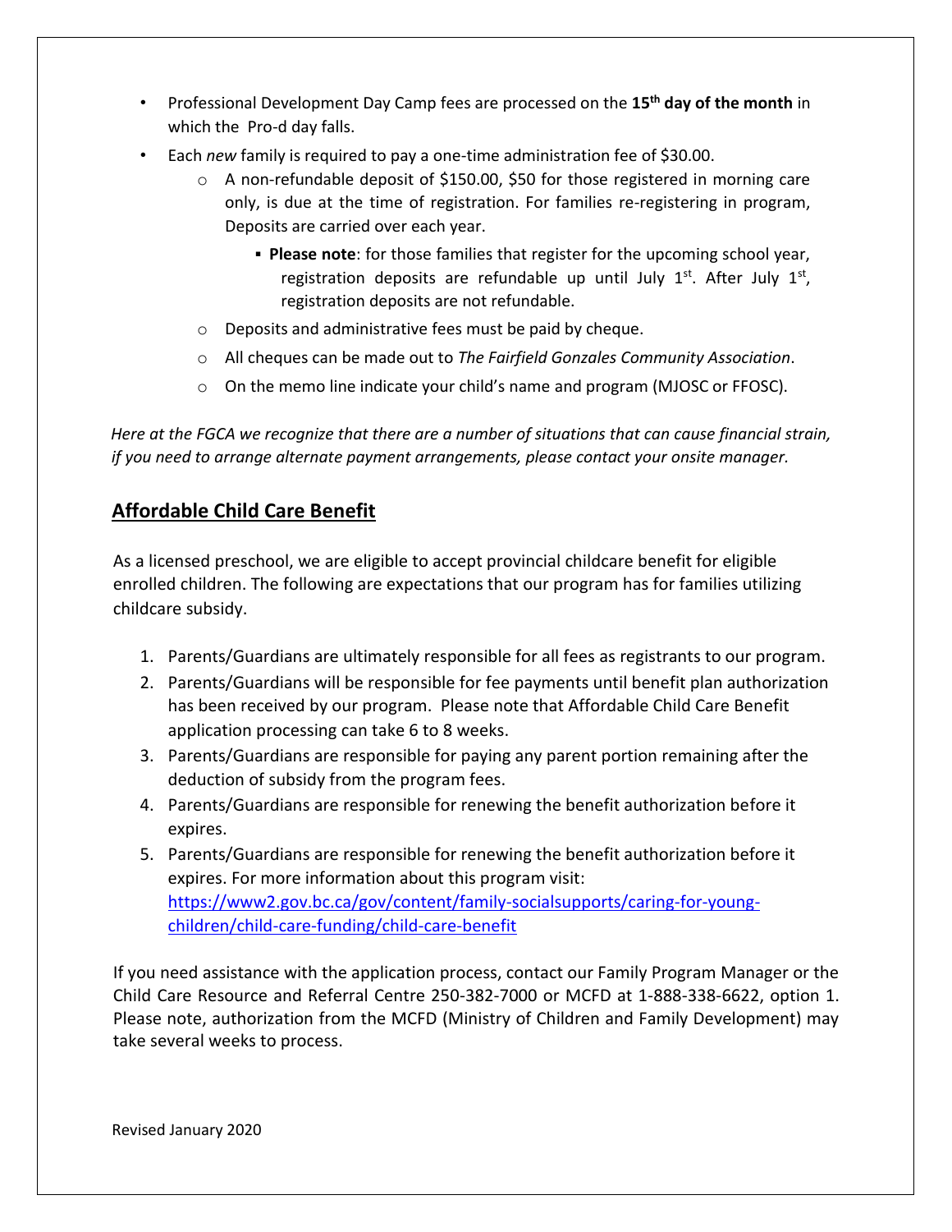- Professional Development Day Camp fees are processed on the **15th day of the month** in which the Pro-d day falls.
- Each *new* family is required to pay a one-time administration fee of $30.00.
    - A non-refundable deposit of $150.00, $50 for those registered in morning care only, is due at the time of registration. For families re-registering in program, Deposits are carried over each year.
        - **Please note**: for those families that register for the upcoming school year, registration deposits are refundable up until July 1st. After July 1st, registration deposits are not refundable.
    - Deposits and administrative fees must be paid by cheque.
    - All cheques can be made out to *The Fairfield Gonzales Community Association*.
    - On the memo line indicate your child's name and program (MJOSC or FFOSC).

*Here at the FGCA we recognize that there are a number of situations that can cause financial strain, if you need to arrange alternate payment arrangements, please contact your onsite manager.*

## Affordable Child Care Benefit

As a licensed preschool, we are eligible to accept provincial childcare benefit for eligible enrolled children. The following are expectations that our program has for families utilizing childcare subsidy.

1. Parents/Guardians are ultimately responsible for all fees as registrants to our program.
2. Parents/Guardians will be responsible for fee payments until benefit plan authorization has been received by our program. Please note that Affordable Child Care Benefit application processing can take 6 to 8 weeks.
3. Parents/Guardians are responsible for paying any parent portion remaining after the deduction of subsidy from the program fees.
4. Parents/Guardians are responsible for renewing the benefit authorization before it expires.
5. Parents/Guardians are responsible for renewing the benefit authorization before it expires. For more information about this program visit: https://www2.gov.bc.ca/gov/content/family-socialsupports/caring-for-young-children/child-care-funding/child-care-benefit

If you need assistance with the application process, contact our Family Program Manager or the Child Care Resource and Referral Centre 250-382-7000 or MCFD at 1-888-338-6622, option 1. Please note, authorization from the MCFD (Ministry of Children and Family Development) may take several weeks to process.

Revised January 2020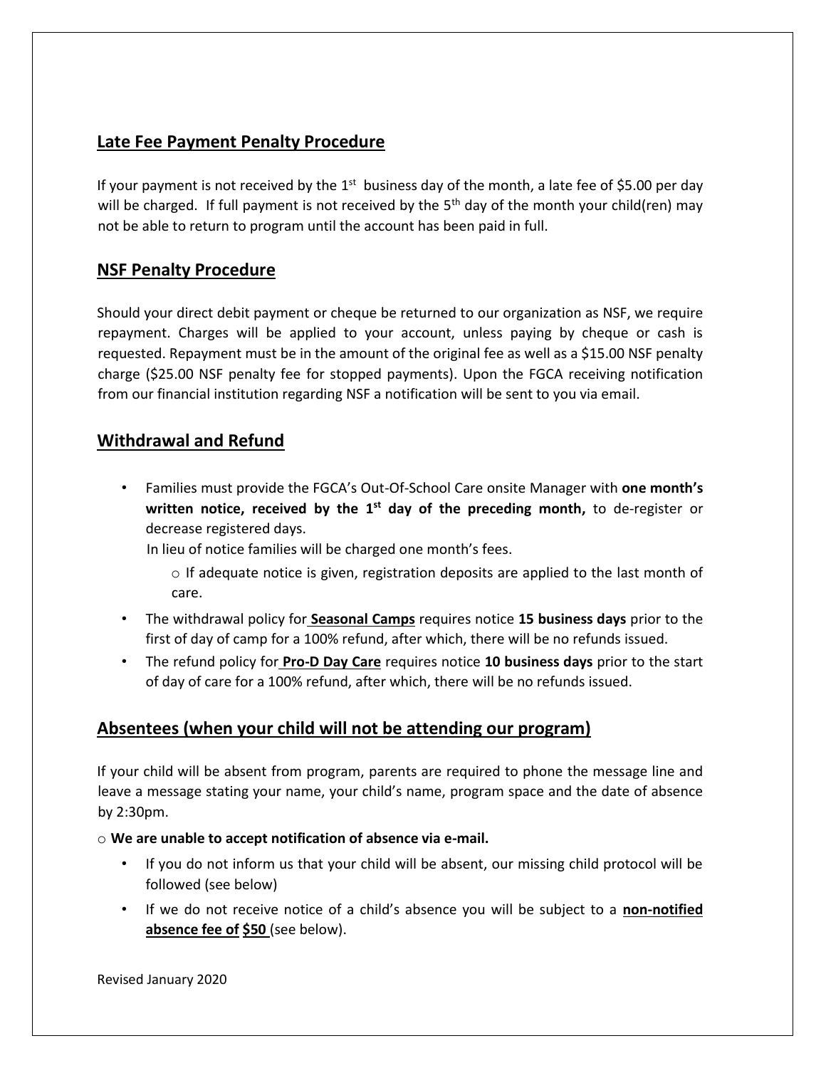## Late Fee Payment Penalty Procedure

If your payment is not received by the 1st business day of the month, a late fee of $5.00 per day will be charged. If full payment is not received by the 5th day of the month your child(ren) may not be able to return to program until the account has been paid in full.

## NSF Penalty Procedure

Should your direct debit payment or cheque be returned to our organization as NSF, we require repayment. Charges will be applied to your account, unless paying by cheque or cash is requested. Repayment must be in the amount of the original fee as well as a $15.00 NSF penalty charge ($25.00 NSF penalty fee for stopped payments). Upon the FGCA receiving notification from our financial institution regarding NSF a notification will be sent to you via email.

## Withdrawal and Refund

- Families must provide the FGCA's Out-Of-School Care onsite Manager with **one month's written notice, received by the 1st day of the preceding month,** to de-register or decrease registered days.
  In lieu of notice families will be charged one month's fees.
  - If adequate notice is given, registration deposits are applied to the last month of care.
- The withdrawal policy for **Seasonal Camps** requires notice **15 business days** prior to the first of day of camp for a 100% refund, after which, there will be no refunds issued.
- The refund policy for **Pro-D Day Care** requires notice **10 business days** prior to the start of day of care for a 100% refund, after which, there will be no refunds issued.

## Absentees (when your child will not be attending our program)

If your child will be absent from program, parents are required to phone the message line and leave a message stating your name, your child's name, program space and the date of absence by 2:30pm.

- **We are unable to accept notification of absence via e-mail.**
  - If you do not inform us that your child will be absent, our missing child protocol will be followed (see below)
  - If we do not receive notice of a child's absence you will be subject to a **non-notified absence fee of $50** (see below).

Revised January 2020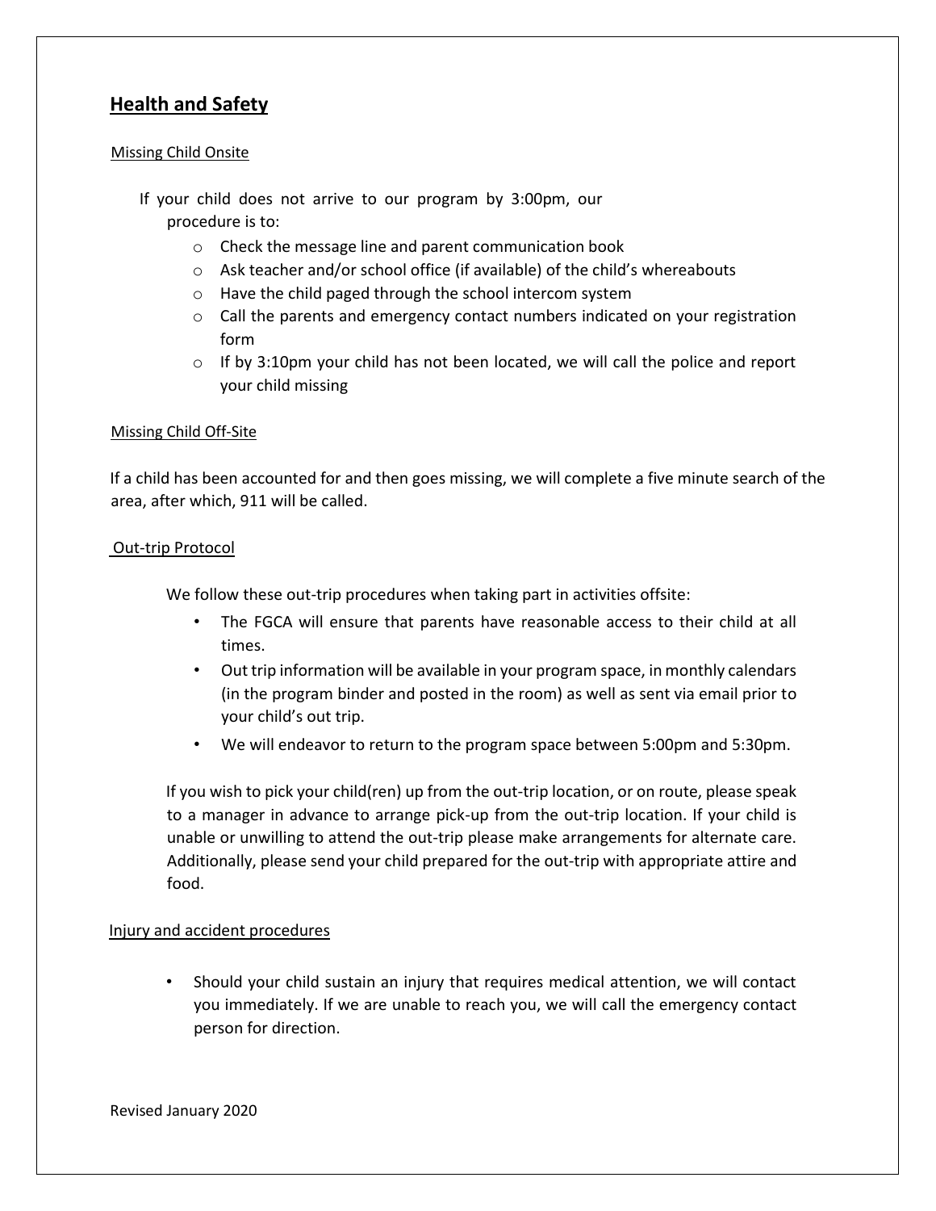## Health and Safety

Missing Child Onsite

If your child does not arrive to our program by 3:00pm, our procedure is to:

- Check the message line and parent communication book
- Ask teacher and/or school office (if available) of the child's whereabouts
- Have the child paged through the school intercom system
- Call the parents and emergency contact numbers indicated on your registration form
- If by 3:10pm your child has not been located, we will call the police and report your child missing

Missing Child Off-Site

If a child has been accounted for and then goes missing, we will complete a five minute search of the area, after which, 911 will be called.

Out-trip Protocol

We follow these out-trip procedures when taking part in activities offsite:

- The FGCA will ensure that parents have reasonable access to their child at all times.
- Out trip information will be available in your program space, in monthly calendars (in the program binder and posted in the room) as well as sent via email prior to your child's out trip.
- We will endeavor to return to the program space between 5:00pm and 5:30pm.

If you wish to pick your child(ren) up from the out-trip location, or on route, please speak to a manager in advance to arrange pick-up from the out-trip location. If your child is unable or unwilling to attend the out-trip please make arrangements for alternate care. Additionally, please send your child prepared for the out-trip with appropriate attire and food.

Injury and accident procedures

- Should your child sustain an injury that requires medical attention, we will contact you immediately. If we are unable to reach you, we will call the emergency contact person for direction.

Revised January 2020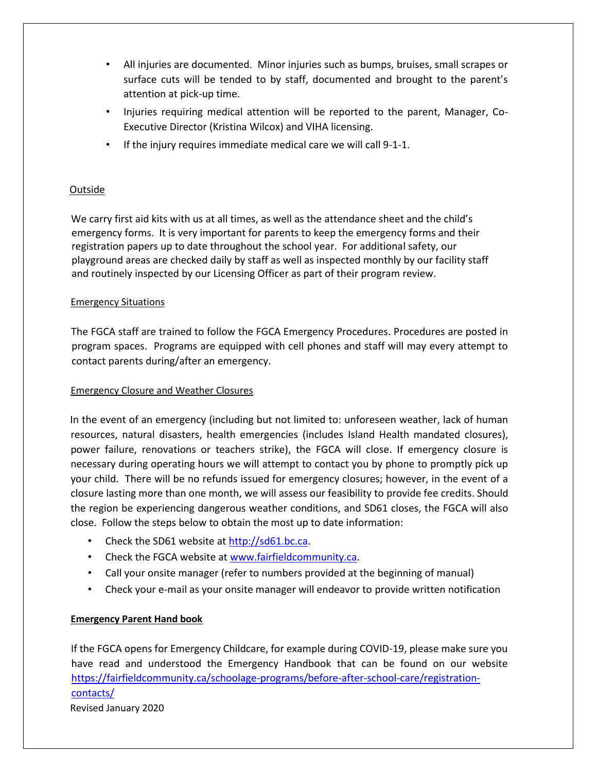- All injuries are documented. Minor injuries such as bumps, bruises, small scrapes or surface cuts will be tended to by staff, documented and brought to the parent's attention at pick-up time.
- Injuries requiring medical attention will be reported to the parent, Manager, Co-Executive Director (Kristina Wilcox) and VIHA licensing.
- If the injury requires immediate medical care we will call 9-1-1.

<u>Outside</u>

We carry first aid kits with us at all times, as well as the attendance sheet and the child's emergency forms. It is very important for parents to keep the emergency forms and their registration papers up to date throughout the school year. For additional safety, our playground areas are checked daily by staff as well as inspected monthly by our facility staff and routinely inspected by our Licensing Officer as part of their program review.

<u>Emergency Situations</u>

The FGCA staff are trained to follow the FGCA Emergency Procedures. Procedures are posted in program spaces. Programs are equipped with cell phones and staff will may every attempt to contact parents during/after an emergency.

<u>Emergency Closure and Weather Closures</u>

In the event of an emergency (including but not limited to: unforeseen weather, lack of human resources, natural disasters, health emergencies (includes Island Health mandated closures), power failure, renovations or teachers strike), the FGCA will close. If emergency closure is necessary during operating hours we will attempt to contact you by phone to promptly pick up your child. There will be no refunds issued for emergency closures; however, in the event of a closure lasting more than one month, we will assess our feasibility to provide fee credits. Should the region be experiencing dangerous weather conditions, and SD61 closes, the FGCA will also close. Follow the steps below to obtain the most up to date information:

- Check the SD61 website at [http://sd61.bc.ca](http://sd61.bc.ca).
- Check the FGCA website at [www.fairfieldcommunity.ca](http://www.fairfieldcommunity.ca).
- Call your onsite manager (refer to numbers provided at the beginning of manual)
- Check your e-mail as your onsite manager will endeavor to provide written notification

**<u>Emergency Parent Hand book</u>**

If the FGCA opens for Emergency Childcare, for example during COVID-19, please make sure you have read and understood the Emergency Handbook that can be found on our website [https://fairfieldcommunity.ca/schoolage-programs/before-after-school-care/registration-contacts/](https://fairfieldcommunity.ca/schoolage-programs/before-after-school-care/registration-contacts/)

Revised January 2020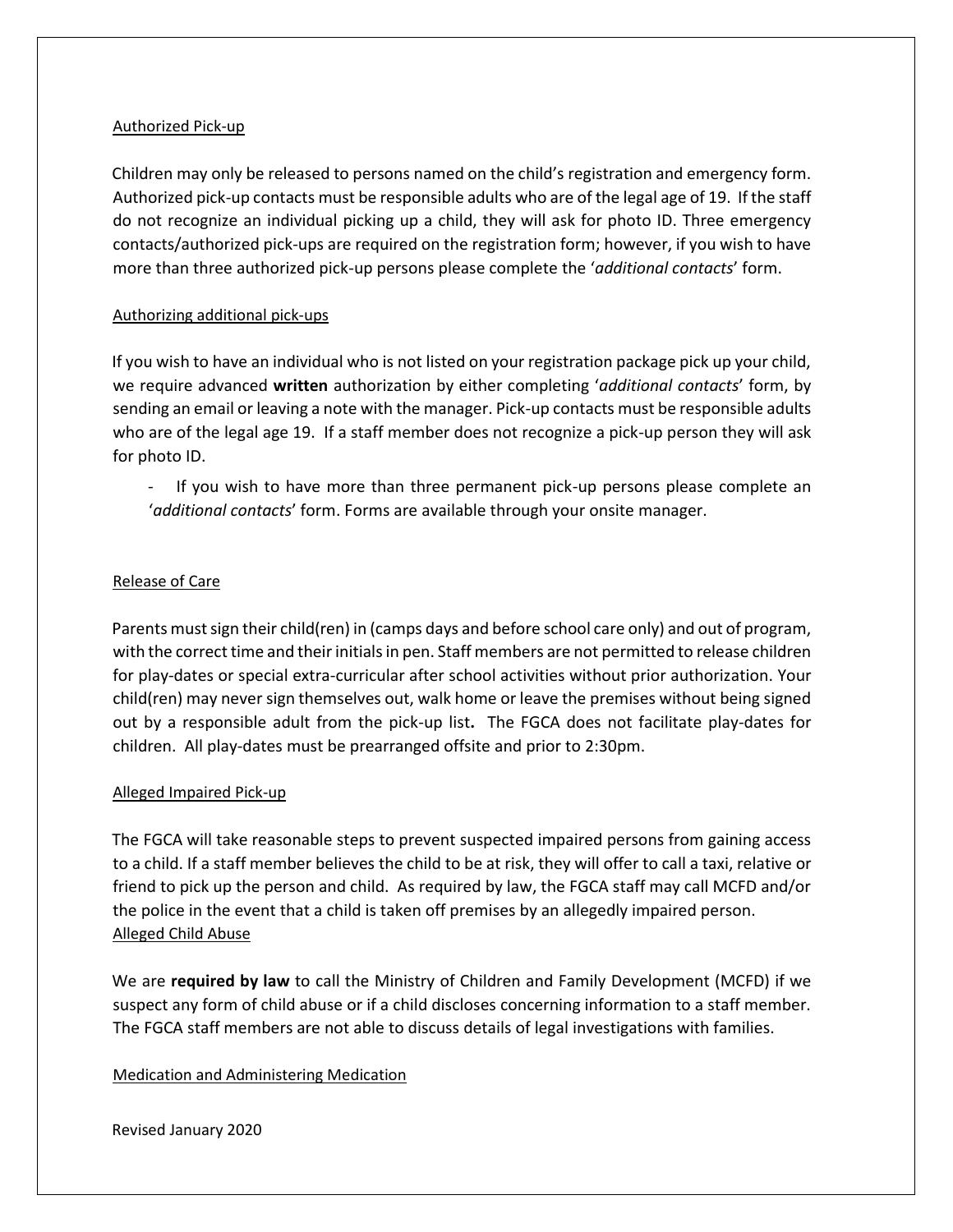## Authorized Pick-up

Children may only be released to persons named on the child's registration and emergency form. Authorized pick-up contacts must be responsible adults who are of the legal age of 19. If the staff do not recognize an individual picking up a child, they will ask for photo ID. Three emergency contacts/authorized pick-ups are required on the registration form; however, if you wish to have more than three authorized pick-up persons please complete the '*additional contacts*' form.

## Authorizing additional pick-ups

If you wish to have an individual who is not listed on your registration package pick up your child, we require advanced **written** authorization by either completing '*additional contacts*' form, by sending an email or leaving a note with the manager. Pick-up contacts must be responsible adults who are of the legal age 19. If a staff member does not recognize a pick-up person they will ask for photo ID.

- If you wish to have more than three permanent pick-up persons please complete an '*additional contacts*' form. Forms are available through your onsite manager.

## Release of Care

Parents must sign their child(ren) in (camps days and before school care only) and out of program, with the correct time and their initials in pen. Staff members are not permitted to release children for play-dates or special extra-curricular after school activities without prior authorization. Your child(ren) may never sign themselves out, walk home or leave the premises without being signed out by a responsible adult from the pick-up list**.** The FGCA does not facilitate play-dates for children. All play-dates must be prearranged offsite and prior to 2:30pm.

## Alleged Impaired Pick-up

The FGCA will take reasonable steps to prevent suspected impaired persons from gaining access to a child. If a staff member believes the child to be at risk, they will offer to call a taxi, relative or friend to pick up the person and child. As required by law, the FGCA staff may call MCFD and/or the police in the event that a child is taken off premises by an allegedly impaired person.

## Alleged Child Abuse

We are **required by law** to call the Ministry of Children and Family Development (MCFD) if we suspect any form of child abuse or if a child discloses concerning information to a staff member. The FGCA staff members are not able to discuss details of legal investigations with families.

## Medication and Administering Medication

Revised January 2020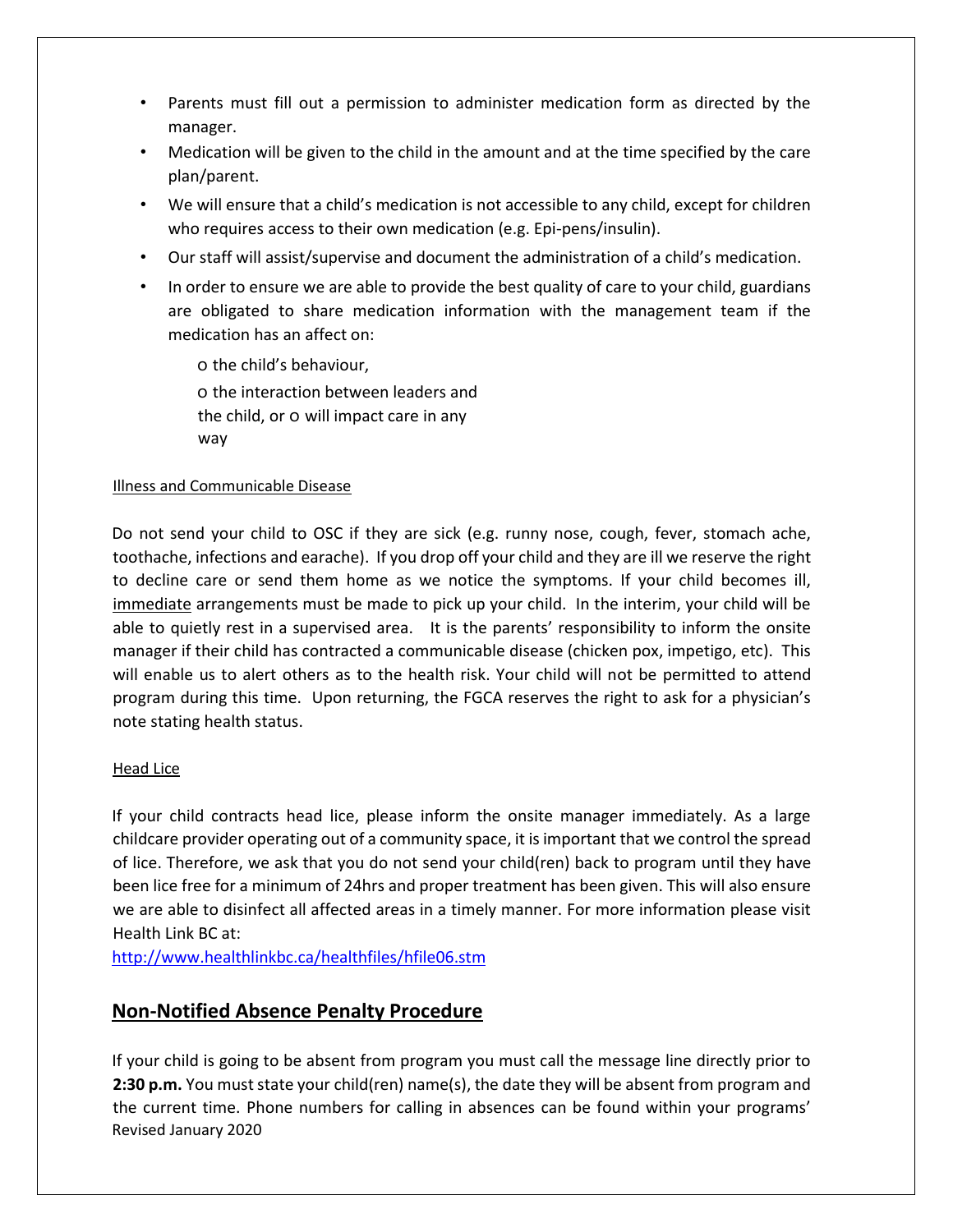- Parents must fill out a permission to administer medication form as directed by the manager.
- Medication will be given to the child in the amount and at the time specified by the care plan/parent.
- We will ensure that a child's medication is not accessible to any child, except for children who requires access to their own medication (e.g. Epi-pens/insulin).
- Our staff will assist/supervise and document the administration of a child's medication.
- In order to ensure we are able to provide the best quality of care to your child, guardians are obligated to share medication information with the management team if the medication has an affect on:
  - the child's behaviour,
  - the interaction between leaders and the child, or
  - will impact care in any way

Illness and Communicable Disease

Do not send your child to OSC if they are sick (e.g. runny nose, cough, fever, stomach ache, toothache, infections and earache). If you drop off your child and they are ill we reserve the right to decline care or send them home as we notice the symptoms. If your child becomes ill, immediate arrangements must be made to pick up your child. In the interim, your child will be able to quietly rest in a supervised area. It is the parents' responsibility to inform the onsite manager if their child has contracted a communicable disease (chicken pox, impetigo, etc). This will enable us to alert others as to the health risk. Your child will not be permitted to attend program during this time. Upon returning, the FGCA reserves the right to ask for a physician's note stating health status.

Head Lice

If your child contracts head lice, please inform the onsite manager immediately. As a large childcare provider operating out of a community space, it is important that we control the spread of lice. Therefore, we ask that you do not send your child(ren) back to program until they have been lice free for a minimum of 24hrs and proper treatment has been given. This will also ensure we are able to disinfect all affected areas in a timely manner. For more information please visit Health Link BC at:
http://www.healthlinkbc.ca/healthfiles/hfile06.stm

## Non-Notified Absence Penalty Procedure

If your child is going to be absent from program you must call the message line directly prior to **2:30 p.m.** You must state your child(ren) name(s), the date they will be absent from program and the current time. Phone numbers for calling in absences can be found within your programs'

Revised January 2020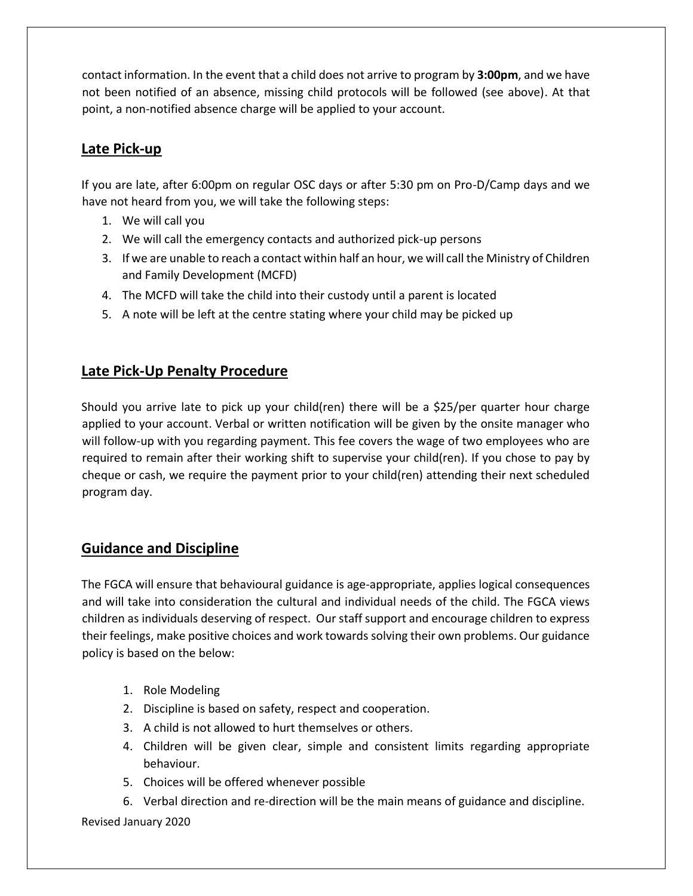contact information. In the event that a child does not arrive to program by **3:00pm**, and we have not been notified of an absence, missing child protocols will be followed (see above). At that point, a non-notified absence charge will be applied to your account.

## Late Pick-up

If you are late, after 6:00pm on regular OSC days or after 5:30 pm on Pro-D/Camp days and we have not heard from you, we will take the following steps:

1. We will call you
2. We will call the emergency contacts and authorized pick-up persons
3. If we are unable to reach a contact within half an hour, we will call the Ministry of Children and Family Development (MCFD)
4. The MCFD will take the child into their custody until a parent is located
5. A note will be left at the centre stating where your child may be picked up

## Late Pick-Up Penalty Procedure

Should you arrive late to pick up your child(ren) there will be a $25/per quarter hour charge applied to your account. Verbal or written notification will be given by the onsite manager who will follow-up with you regarding payment. This fee covers the wage of two employees who are required to remain after their working shift to supervise your child(ren). If you chose to pay by cheque or cash, we require the payment prior to your child(ren) attending their next scheduled program day.

## Guidance and Discipline

The FGCA will ensure that behavioural guidance is age-appropriate, applies logical consequences and will take into consideration the cultural and individual needs of the child. The FGCA views children as individuals deserving of respect. Our staff support and encourage children to express their feelings, make positive choices and work towards solving their own problems. Our guidance policy is based on the below:

1. Role Modeling
2. Discipline is based on safety, respect and cooperation.
3. A child is not allowed to hurt themselves or others.
4. Children will be given clear, simple and consistent limits regarding appropriate behaviour.
5. Choices will be offered whenever possible
6. Verbal direction and re-direction will be the main means of guidance and discipline.

Revised January 2020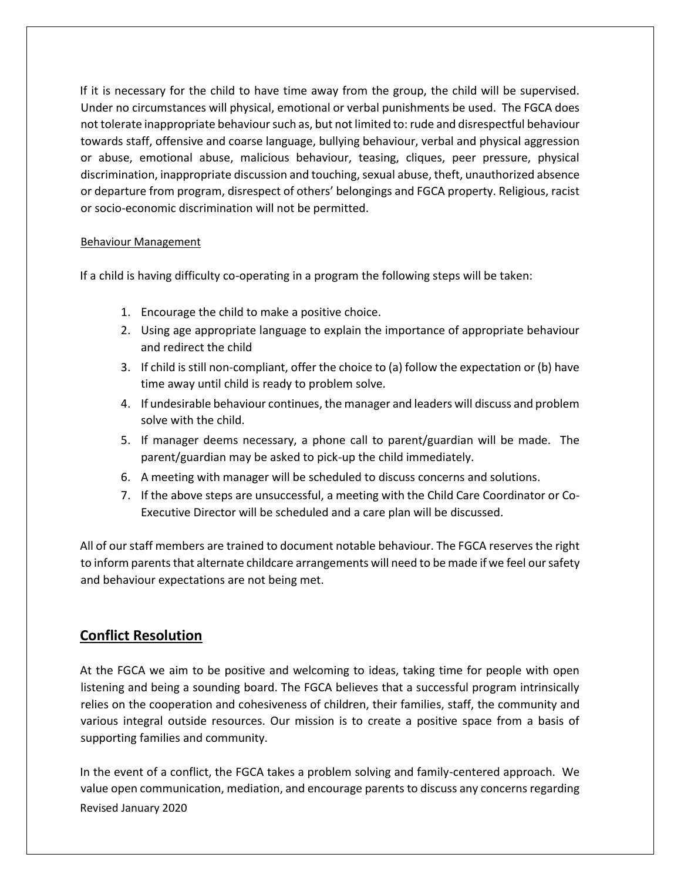If it is necessary for the child to have time away from the group, the child will be supervised. Under no circumstances will physical, emotional or verbal punishments be used. The FGCA does not tolerate inappropriate behaviour such as, but not limited to: rude and disrespectful behaviour towards staff, offensive and coarse language, bullying behaviour, verbal and physical aggression or abuse, emotional abuse, malicious behaviour, teasing, cliques, peer pressure, physical discrimination, inappropriate discussion and touching, sexual abuse, theft, unauthorized absence or departure from program, disrespect of others' belongings and FGCA property. Religious, racist or socio-economic discrimination will not be permitted.

Behaviour Management

If a child is having difficulty co-operating in a program the following steps will be taken:

1. Encourage the child to make a positive choice.
2. Using age appropriate language to explain the importance of appropriate behaviour and redirect the child
3. If child is still non-compliant, offer the choice to (a) follow the expectation or (b) have time away until child is ready to problem solve.
4. If undesirable behaviour continues, the manager and leaders will discuss and problem solve with the child.
5. If manager deems necessary, a phone call to parent/guardian will be made. The parent/guardian may be asked to pick-up the child immediately.
6. A meeting with manager will be scheduled to discuss concerns and solutions.
7. If the above steps are unsuccessful, a meeting with the Child Care Coordinator or Co-Executive Director will be scheduled and a care plan will be discussed.

All of our staff members are trained to document notable behaviour. The FGCA reserves the right to inform parents that alternate childcare arrangements will need to be made if we feel our safety and behaviour expectations are not being met.

## Conflict Resolution

At the FGCA we aim to be positive and welcoming to ideas, taking time for people with open listening and being a sounding board. The FGCA believes that a successful program intrinsically relies on the cooperation and cohesiveness of children, their families, staff, the community and various integral outside resources. Our mission is to create a positive space from a basis of supporting families and community.

In the event of a conflict, the FGCA takes a problem solving and family-centered approach. We value open communication, mediation, and encourage parents to discuss any concerns regarding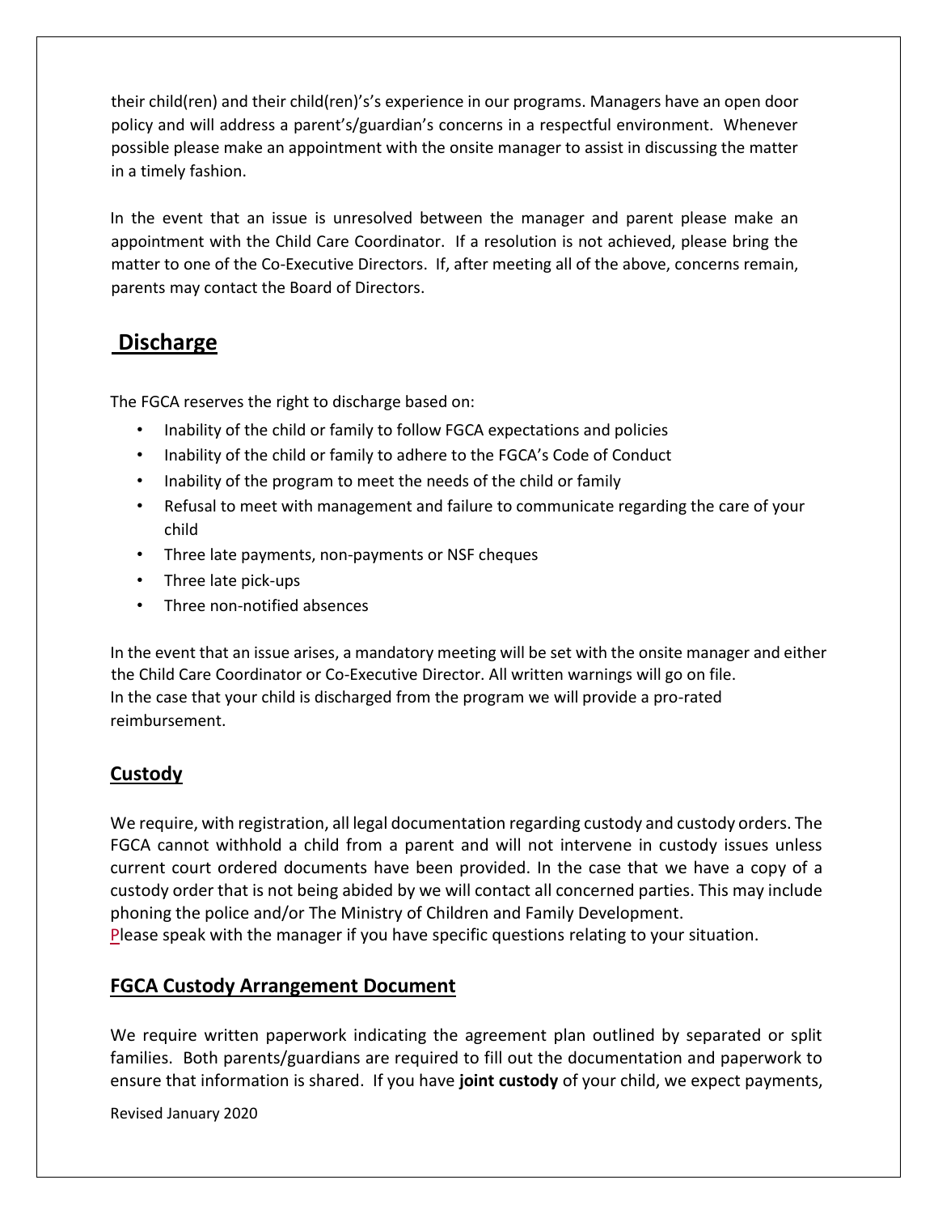their child(ren) and their child(ren)'s's experience in our programs. Managers have an open door policy and will address a parent's/guardian's concerns in a respectful environment. Whenever possible please make an appointment with the onsite manager to assist in discussing the matter in a timely fashion.

In the event that an issue is unresolved between the manager and parent please make an appointment with the Child Care Coordinator. If a resolution is not achieved, please bring the matter to one of the Co-Executive Directors. If, after meeting all of the above, concerns remain, parents may contact the Board of Directors.

## Discharge

The FGCA reserves the right to discharge based on:

- Inability of the child or family to follow FGCA expectations and policies
- Inability of the child or family to adhere to the FGCA's Code of Conduct
- Inability of the program to meet the needs of the child or family
- Refusal to meet with management and failure to communicate regarding the care of your child
- Three late payments, non-payments or NSF cheques
- Three late pick-ups
- Three non-notified absences

In the event that an issue arises, a mandatory meeting will be set with the onsite manager and either the Child Care Coordinator or Co-Executive Director. All written warnings will go on file. In the case that your child is discharged from the program we will provide a pro-rated reimbursement.

## Custody

We require, with registration, all legal documentation regarding custody and custody orders. The FGCA cannot withhold a child from a parent and will not intervene in custody issues unless current court ordered documents have been provided. In the case that we have a copy of a custody order that is not being abided by we will contact all concerned parties. This may include phoning the police and/or The Ministry of Children and Family Development.
Please speak with the manager if you have specific questions relating to your situation.

## FGCA Custody Arrangement Document

We require written paperwork indicating the agreement plan outlined by separated or split families. Both parents/guardians are required to fill out the documentation and paperwork to ensure that information is shared. If you have **joint custody** of your child, we expect payments,

Revised January 2020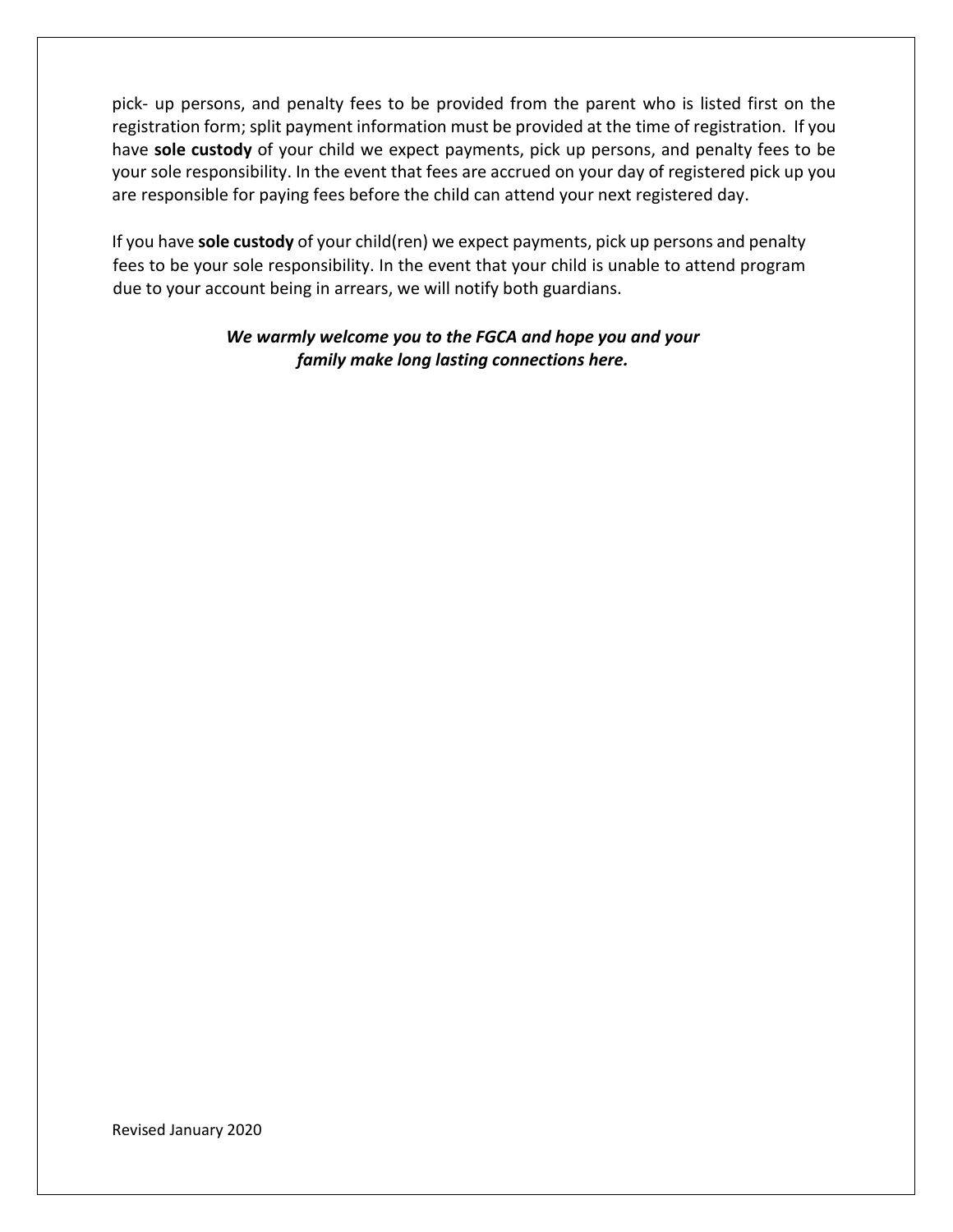pick- up persons, and penalty fees to be provided from the parent who is listed first on the registration form; split payment information must be provided at the time of registration. If you have **sole custody** of your child we expect payments, pick up persons, and penalty fees to be your sole responsibility. In the event that fees are accrued on your day of registered pick up you are responsible for paying fees before the child can attend your next registered day.

If you have **sole custody** of your child(ren) we expect payments, pick up persons and penalty fees to be your sole responsibility. In the event that your child is unable to attend program due to your account being in arrears, we will notify both guardians.

***We warmly welcome you to the FGCA and hope you and your family make long lasting connections here.***

Revised January 2020